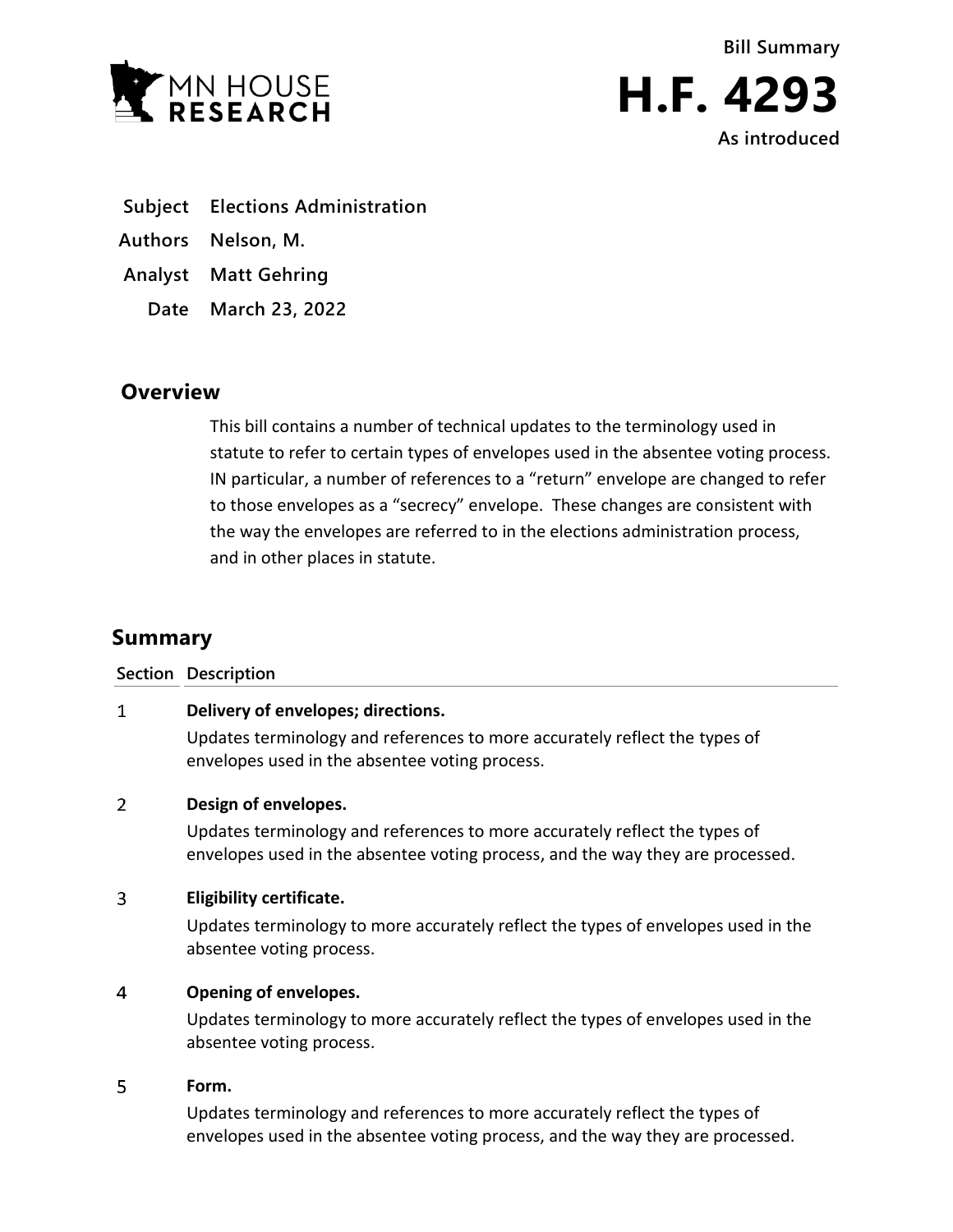MN HOUSE RESEARCH

Bill Summary

# H.F. 4293

As introduced

**Subject** Elections Administration

**Authors** Nelson, M.

**Analyst** Matt Gehring

**Date** March 23, 2022

## Overview

This bill contains a number of technical updates to the terminology used in statute to refer to certain types of envelopes used in the absentee voting process. IN particular, a number of references to a "return" envelope are changed to refer to those envelopes as a "secrecy" envelope. These changes are consistent with the way the envelopes are referred to in the elections administration process, and in other places in statute.

## Summary

| Section | Description |
|---|---|
| 1 | **Delivery of envelopes; directions.**<br>Updates terminology and references to more accurately reflect the types of envelopes used in the absentee voting process. |
| 2 | **Design of envelopes.**<br>Updates terminology and references to more accurately reflect the types of envelopes used in the absentee voting process, and the way they are processed. |
| 3 | **Eligibility certificate.**<br>Updates terminology to more accurately reflect the types of envelopes used in the absentee voting process. |
| 4 | **Opening of envelopes.**<br>Updates terminology to more accurately reflect the types of envelopes used in the absentee voting process. |
| 5 | **Form.**<br>Updates terminology and references to more accurately reflect the types of envelopes used in the absentee voting process, and the way they are processed. |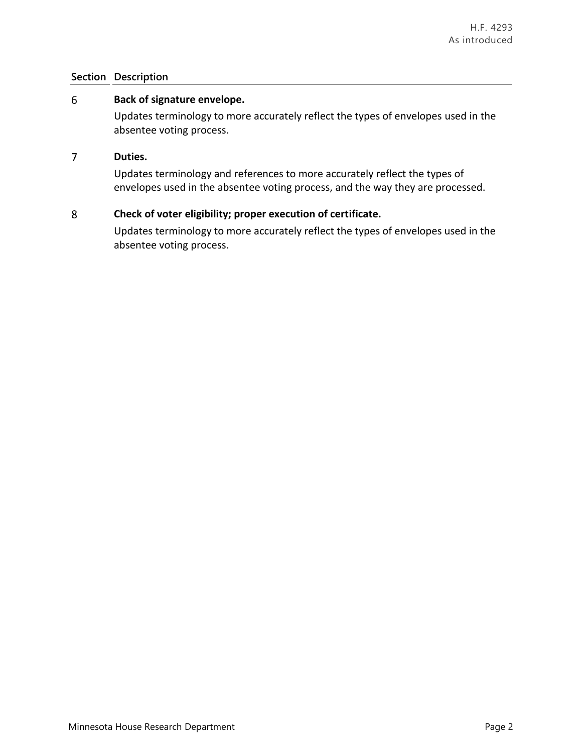| Section | Description |
|---|---|
| 6 | **Back of signature envelope.** Updates terminology to more accurately reflect the types of envelopes used in the absentee voting process. |
| 7 | **Duties.** Updates terminology and references to more accurately reflect the types of envelopes used in the absentee voting process, and the way they are processed. |
| 8 | **Check of voter eligibility; proper execution of certificate.** Updates terminology to more accurately reflect the types of envelopes used in the absentee voting process. |